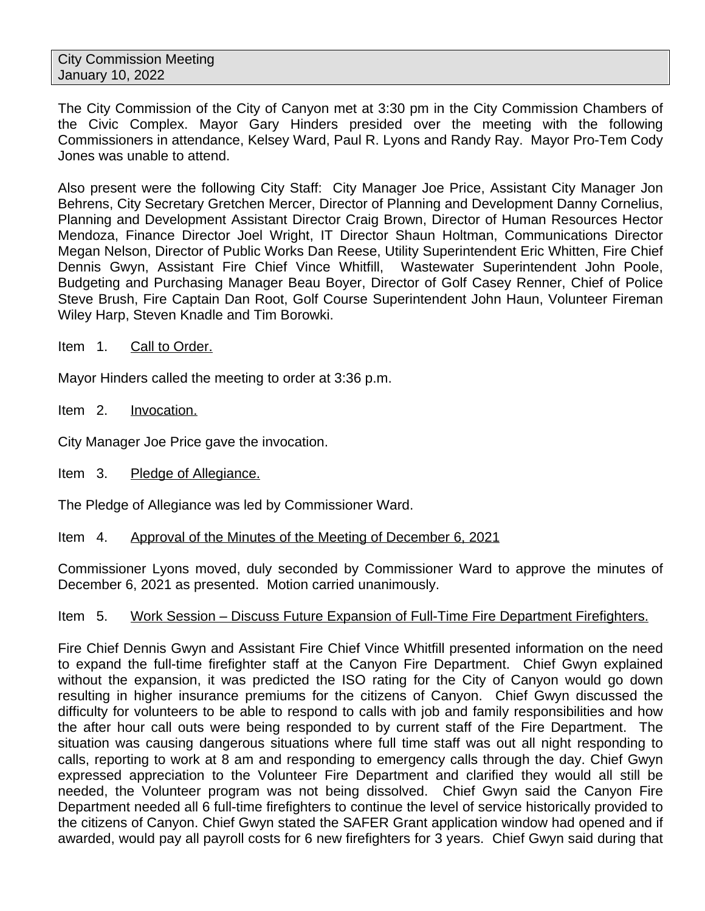City Commission Meeting
January 10, 2022

The City Commission of the City of Canyon met at 3:30 pm in the City Commission Chambers of the Civic Complex. Mayor Gary Hinders presided over the meeting with the following Commissioners in attendance, Kelsey Ward, Paul R. Lyons and Randy Ray. Mayor Pro-Tem Cody Jones was unable to attend.

Also present were the following City Staff: City Manager Joe Price, Assistant City Manager Jon Behrens, City Secretary Gretchen Mercer, Director of Planning and Development Danny Cornelius, Planning and Development Assistant Director Craig Brown, Director of Human Resources Hector Mendoza, Finance Director Joel Wright, IT Director Shaun Holtman, Communications Director Megan Nelson, Director of Public Works Dan Reese, Utility Superintendent Eric Whitten, Fire Chief Dennis Gwyn, Assistant Fire Chief Vince Whitfill, Wastewater Superintendent John Poole, Budgeting and Purchasing Manager Beau Boyer, Director of Golf Casey Renner, Chief of Police Steve Brush, Fire Captain Dan Root, Golf Course Superintendent John Haun, Volunteer Fireman Wiley Harp, Steven Knadle and Tim Borowki.

Item 1. Call to Order.

Mayor Hinders called the meeting to order at 3:36 p.m.

Item 2. Invocation.

City Manager Joe Price gave the invocation.

Item 3. Pledge of Allegiance.

The Pledge of Allegiance was led by Commissioner Ward.

Item 4. Approval of the Minutes of the Meeting of December 6, 2021

Commissioner Lyons moved, duly seconded by Commissioner Ward to approve the minutes of December 6, 2021 as presented. Motion carried unanimously.

Item 5. Work Session – Discuss Future Expansion of Full-Time Fire Department Firefighters.

Fire Chief Dennis Gwyn and Assistant Fire Chief Vince Whitfill presented information on the need to expand the full-time firefighter staff at the Canyon Fire Department. Chief Gwyn explained without the expansion, it was predicted the ISO rating for the City of Canyon would go down resulting in higher insurance premiums for the citizens of Canyon. Chief Gwyn discussed the difficulty for volunteers to be able to respond to calls with job and family responsibilities and how the after hour call outs were being responded to by current staff of the Fire Department. The situation was causing dangerous situations where full time staff was out all night responding to calls, reporting to work at 8 am and responding to emergency calls through the day. Chief Gwyn expressed appreciation to the Volunteer Fire Department and clarified they would all still be needed, the Volunteer program was not being dissolved. Chief Gwyn said the Canyon Fire Department needed all 6 full-time firefighters to continue the level of service historically provided to the citizens of Canyon. Chief Gwyn stated the SAFER Grant application window had opened and if awarded, would pay all payroll costs for 6 new firefighters for 3 years. Chief Gwyn said during that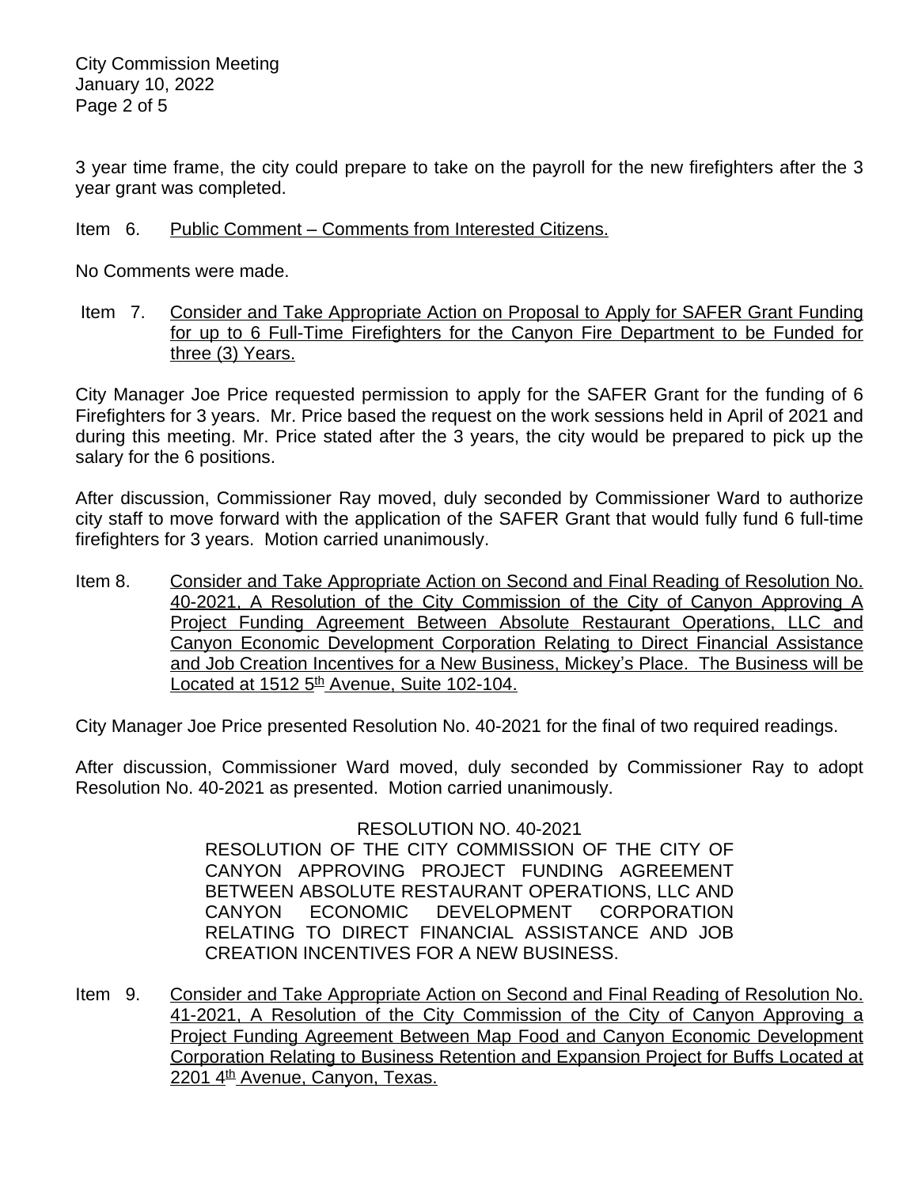3 year time frame, the city could prepare to take on the payroll for the new firefighters after the 3 year grant was completed.

Item 6. Public Comment – Comments from Interested Citizens.

No Comments were made.

Item 7. Consider and Take Appropriate Action on Proposal to Apply for SAFER Grant Funding for up to 6 Full-Time Firefighters for the Canyon Fire Department to be Funded for three (3) Years.

City Manager Joe Price requested permission to apply for the SAFER Grant for the funding of 6 Firefighters for 3 years. Mr. Price based the request on the work sessions held in April of 2021 and during this meeting. Mr. Price stated after the 3 years, the city would be prepared to pick up the salary for the 6 positions.

After discussion, Commissioner Ray moved, duly seconded by Commissioner Ward to authorize city staff to move forward with the application of the SAFER Grant that would fully fund 6 full-time firefighters for 3 years. Motion carried unanimously.

Item 8. Consider and Take Appropriate Action on Second and Final Reading of Resolution No. 40-2021, A Resolution of the City Commission of the City of Canyon Approving A Project Funding Agreement Between Absolute Restaurant Operations, LLC and Canyon Economic Development Corporation Relating to Direct Financial Assistance and Job Creation Incentives for a New Business, Mickey's Place. The Business will be Located at 1512 5th Avenue, Suite 102-104.

City Manager Joe Price presented Resolution No. 40-2021 for the final of two required readings.

After discussion, Commissioner Ward moved, duly seconded by Commissioner Ray to adopt Resolution No. 40-2021 as presented. Motion carried unanimously.

RESOLUTION NO. 40-2021

RESOLUTION OF THE CITY COMMISSION OF THE CITY OF CANYON APPROVING PROJECT FUNDING AGREEMENT BETWEEN ABSOLUTE RESTAURANT OPERATIONS, LLC AND CANYON ECONOMIC DEVELOPMENT CORPORATION RELATING TO DIRECT FINANCIAL ASSISTANCE AND JOB CREATION INCENTIVES FOR A NEW BUSINESS.

Item 9. Consider and Take Appropriate Action on Second and Final Reading of Resolution No. 41-2021, A Resolution of the City Commission of the City of Canyon Approving a Project Funding Agreement Between Map Food and Canyon Economic Development Corporation Relating to Business Retention and Expansion Project for Buffs Located at 2201 4th Avenue, Canyon, Texas.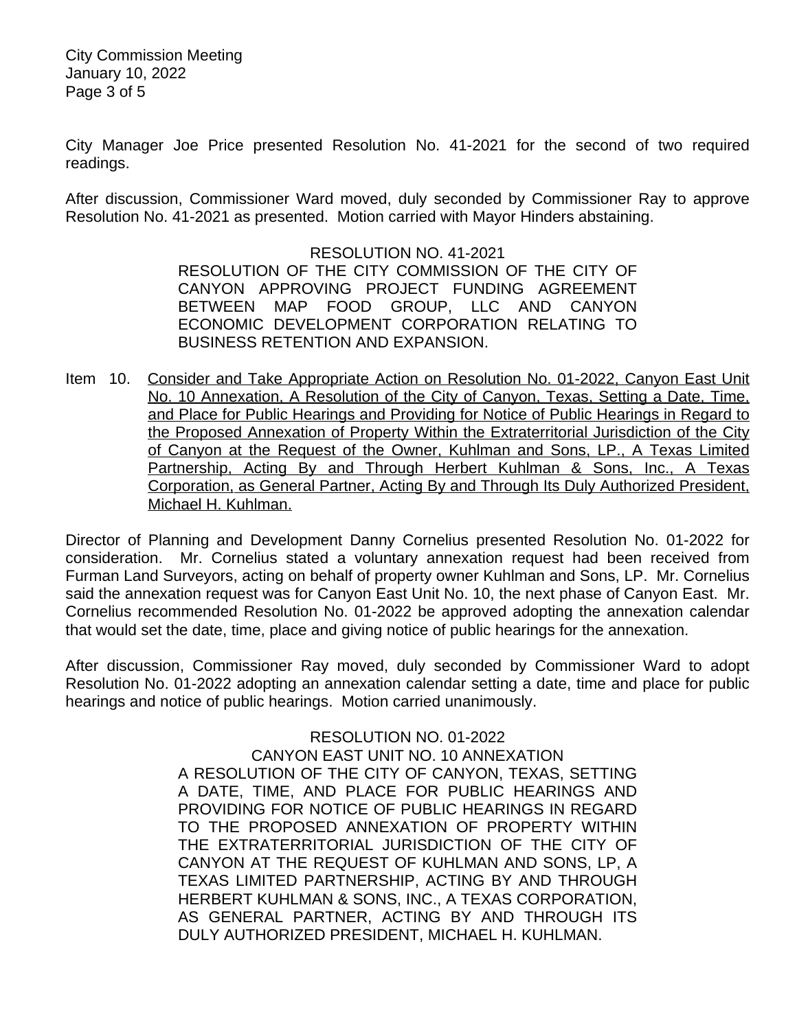City Manager Joe Price presented Resolution No. 41-2021 for the second of two required readings.

After discussion, Commissioner Ward moved, duly seconded by Commissioner Ray to approve Resolution No. 41-2021 as presented. Motion carried with Mayor Hinders abstaining.

RESOLUTION NO. 41-2021
RESOLUTION OF THE CITY COMMISSION OF THE CITY OF CANYON APPROVING PROJECT FUNDING AGREEMENT BETWEEN MAP FOOD GROUP, LLC AND CANYON ECONOMIC DEVELOPMENT CORPORATION RELATING TO BUSINESS RETENTION AND EXPANSION.

Item 10. Consider and Take Appropriate Action on Resolution No. 01-2022, Canyon East Unit No. 10 Annexation, A Resolution of the City of Canyon, Texas, Setting a Date, Time, and Place for Public Hearings and Providing for Notice of Public Hearings in Regard to the Proposed Annexation of Property Within the Extraterritorial Jurisdiction of the City of Canyon at the Request of the Owner, Kuhlman and Sons, LP., A Texas Limited Partnership, Acting By and Through Herbert Kuhlman & Sons, Inc., A Texas Corporation, as General Partner, Acting By and Through Its Duly Authorized President, Michael H. Kuhlman.

Director of Planning and Development Danny Cornelius presented Resolution No. 01-2022 for consideration. Mr. Cornelius stated a voluntary annexation request had been received from Furman Land Surveyors, acting on behalf of property owner Kuhlman and Sons, LP. Mr. Cornelius said the annexation request was for Canyon East Unit No. 10, the next phase of Canyon East. Mr. Cornelius recommended Resolution No. 01-2022 be approved adopting the annexation calendar that would set the date, time, place and giving notice of public hearings for the annexation.

After discussion, Commissioner Ray moved, duly seconded by Commissioner Ward to adopt Resolution No. 01-2022 adopting an annexation calendar setting a date, time and place for public hearings and notice of public hearings. Motion carried unanimously.

RESOLUTION NO. 01-2022
CANYON EAST UNIT NO. 10 ANNEXATION
A RESOLUTION OF THE CITY OF CANYON, TEXAS, SETTING A DATE, TIME, AND PLACE FOR PUBLIC HEARINGS AND PROVIDING FOR NOTICE OF PUBLIC HEARINGS IN REGARD TO THE PROPOSED ANNEXATION OF PROPERTY WITHIN THE EXTRATERRITORIAL JURISDICTION OF THE CITY OF CANYON AT THE REQUEST OF KUHLMAN AND SONS, LP, A TEXAS LIMITED PARTNERSHIP, ACTING BY AND THROUGH HERBERT KUHLMAN & SONS, INC., A TEXAS CORPORATION, AS GENERAL PARTNER, ACTING BY AND THROUGH ITS DULY AUTHORIZED PRESIDENT, MICHAEL H. KUHLMAN.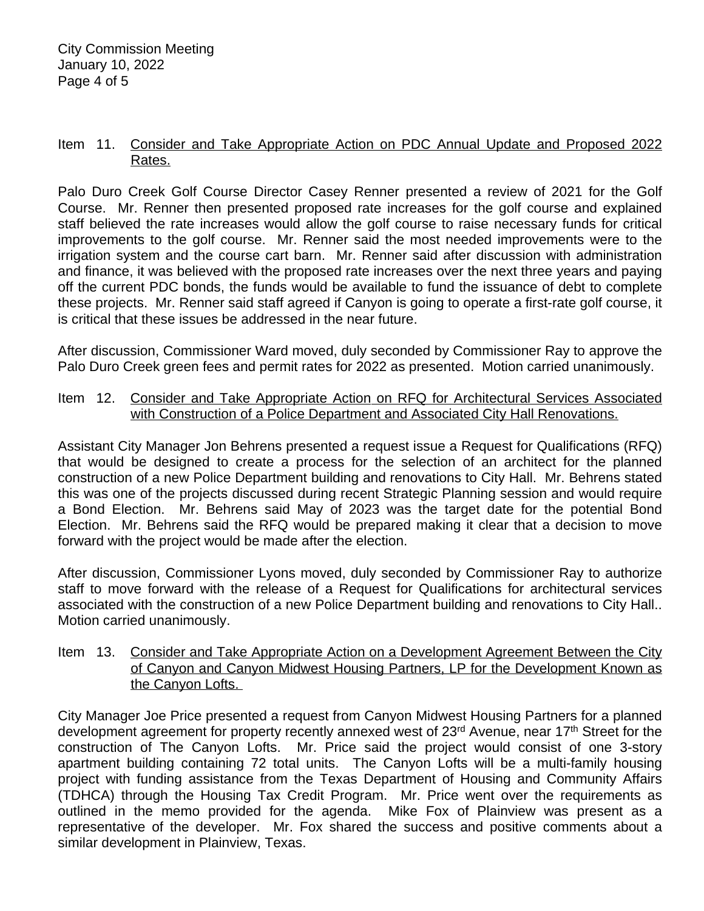Item 11. Consider and Take Appropriate Action on PDC Annual Update and Proposed 2022 Rates.

Palo Duro Creek Golf Course Director Casey Renner presented a review of 2021 for the Golf Course. Mr. Renner then presented proposed rate increases for the golf course and explained staff believed the rate increases would allow the golf course to raise necessary funds for critical improvements to the golf course. Mr. Renner said the most needed improvements were to the irrigation system and the course cart barn. Mr. Renner said after discussion with administration and finance, it was believed with the proposed rate increases over the next three years and paying off the current PDC bonds, the funds would be available to fund the issuance of debt to complete these projects. Mr. Renner said staff agreed if Canyon is going to operate a first-rate golf course, it is critical that these issues be addressed in the near future.

After discussion, Commissioner Ward moved, duly seconded by Commissioner Ray to approve the Palo Duro Creek green fees and permit rates for 2022 as presented. Motion carried unanimously.

Item 12. Consider and Take Appropriate Action on RFQ for Architectural Services Associated with Construction of a Police Department and Associated City Hall Renovations.

Assistant City Manager Jon Behrens presented a request issue a Request for Qualifications (RFQ) that would be designed to create a process for the selection of an architect for the planned construction of a new Police Department building and renovations to City Hall. Mr. Behrens stated this was one of the projects discussed during recent Strategic Planning session and would require a Bond Election. Mr. Behrens said May of 2023 was the target date for the potential Bond Election. Mr. Behrens said the RFQ would be prepared making it clear that a decision to move forward with the project would be made after the election.

After discussion, Commissioner Lyons moved, duly seconded by Commissioner Ray to authorize staff to move forward with the release of a Request for Qualifications for architectural services associated with the construction of a new Police Department building and renovations to City Hall.. Motion carried unanimously.

Item 13. Consider and Take Appropriate Action on a Development Agreement Between the City of Canyon and Canyon Midwest Housing Partners, LP for the Development Known as the Canyon Lofts.

City Manager Joe Price presented a request from Canyon Midwest Housing Partners for a planned development agreement for property recently annexed west of 23rd Avenue, near 17th Street for the construction of The Canyon Lofts. Mr. Price said the project would consist of one 3-story apartment building containing 72 total units. The Canyon Lofts will be a multi-family housing project with funding assistance from the Texas Department of Housing and Community Affairs (TDHCA) through the Housing Tax Credit Program. Mr. Price went over the requirements as outlined in the memo provided for the agenda. Mike Fox of Plainview was present as a representative of the developer. Mr. Fox shared the success and positive comments about a similar development in Plainview, Texas.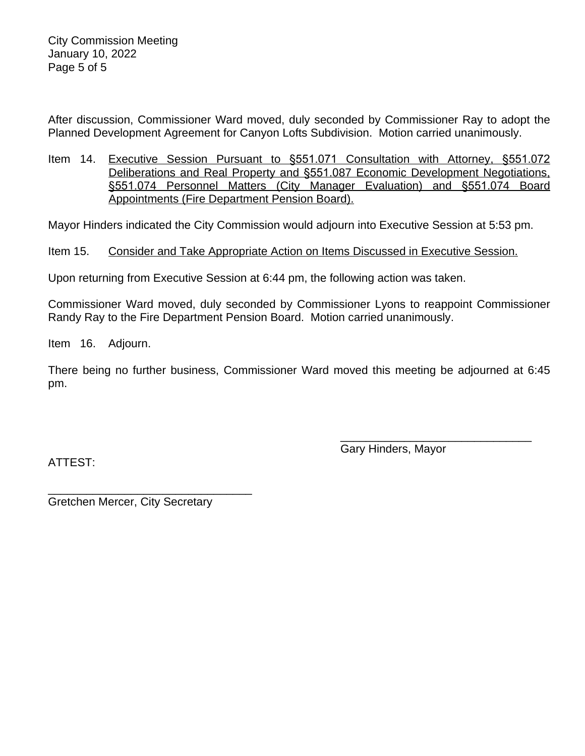After discussion, Commissioner Ward moved, duly seconded by Commissioner Ray to adopt the Planned Development Agreement for Canyon Lofts Subdivision. Motion carried unanimously.

Item 14. Executive Session Pursuant to §551.071 Consultation with Attorney, §551.072 Deliberations and Real Property and §551.087 Economic Development Negotiations, §551.074 Personnel Matters (City Manager Evaluation) and §551.074 Board Appointments (Fire Department Pension Board).

Mayor Hinders indicated the City Commission would adjourn into Executive Session at 5:53 pm.

Item 15. Consider and Take Appropriate Action on Items Discussed in Executive Session.

Upon returning from Executive Session at 6:44 pm, the following action was taken.

Commissioner Ward moved, duly seconded by Commissioner Lyons to reappoint Commissioner Randy Ray to the Fire Department Pension Board. Motion carried unanimously.

Item 16. Adjourn.

There being no further business, Commissioner Ward moved this meeting be adjourned at 6:45 pm.

\_\_\_\_\_\_\_\_\_\_\_\_\_\_\_\_\_\_\_\_\_\_\_\_\_\_\_\_\_\_\_
Gary Hinders, Mayor

ATTEST:

\_\_\_\_\_\_\_\_\_\_\_\_\_\_\_\_\_\_\_\_\_\_\_\_\_\_\_\_\_\_\_
Gretchen Mercer, City Secretary